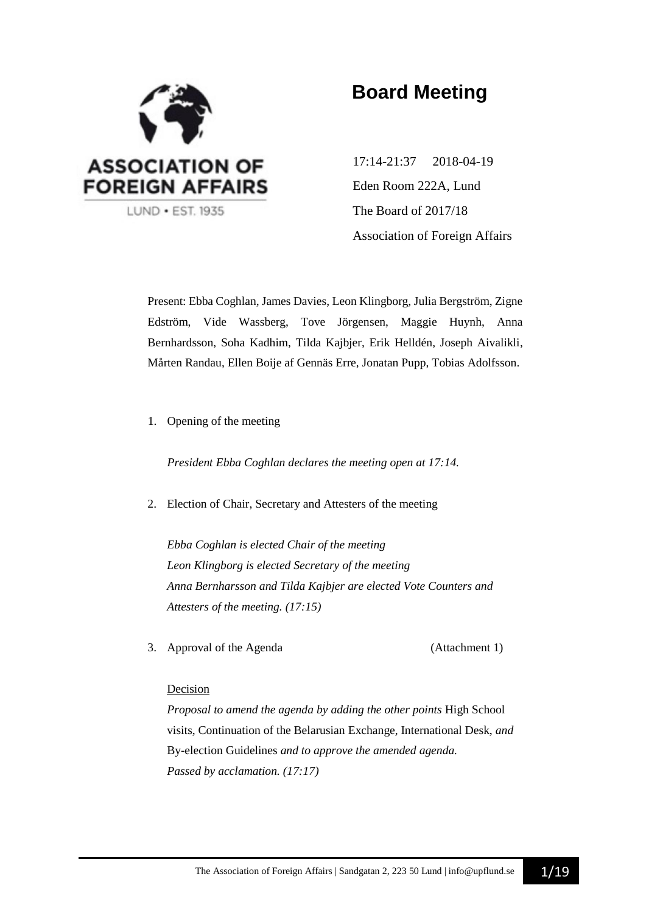ASSOCIATION OF FOREIGN AFFAIRS

LUND • EST. 1935

# Board Meeting

17:14-21:37 2018-04-19

Eden Room 222A, Lund

The Board of 2017/18

Association of Foreign Affairs

Present: Ebba Coghlan, James Davies, Leon Klingborg, Julia Bergström, Zigne Edström, Vide Wassberg, Tove Jörgensen, Maggie Huynh, Anna Bernhardsson, Soha Kadhim, Tilda Kajbjer, Erik Helldén, Joseph Aivalikli, Mårten Randau, Ellen Boije af Gennäs Erre, Jonatan Pupp, Tobias Adolfsson.

1. Opening of the meeting

   *President Ebba Coghlan declares the meeting open at 17:14.*

2. Election of Chair, Secretary and Attesters of the meeting

   *Ebba Coghlan is elected Chair of the meeting*
   *Leon Klingborg is elected Secretary of the meeting*
   *Anna Bernharsson and Tilda Kajbjer are elected Vote Counters and Attesters of the meeting. (17:15)*

3. Approval of the Agenda (Attachment 1)

   Decision

   *Proposal to amend the agenda by adding the other points* High School visits, Continuation of the Belarusian Exchange, International Desk, *and* By-election Guidelines *and to approve the amended agenda.*
   *Passed by acclamation. (17:17)*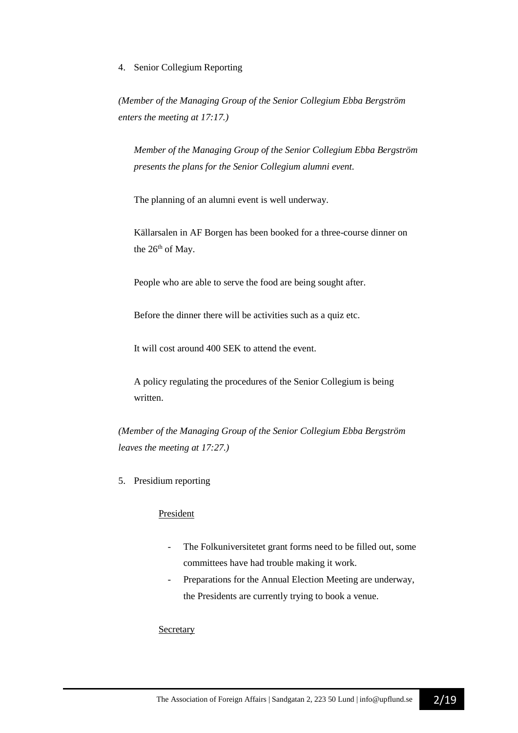4. Senior Collegium Reporting

*(Member of the Managing Group of the Senior Collegium Ebba Bergström enters the meeting at 17:17.)*

*Member of the Managing Group of the Senior Collegium Ebba Bergström presents the plans for the Senior Collegium alumni event.*

The planning of an alumni event is well underway.

Källarsalen in AF Borgen has been booked for a three-course dinner on the 26th of May.

People who are able to serve the food are being sought after.

Before the dinner there will be activities such as a quiz etc.

It will cost around 400 SEK to attend the event.

A policy regulating the procedures of the Senior Collegium is being written.

*(Member of the Managing Group of the Senior Collegium Ebba Bergström leaves the meeting at 17:27.)*

5. Presidium reporting

President

- The Folkuniversitetet grant forms need to be filled out, some committees have had trouble making it work.
- Preparations for the Annual Election Meeting are underway, the Presidents are currently trying to book a venue.

Secretary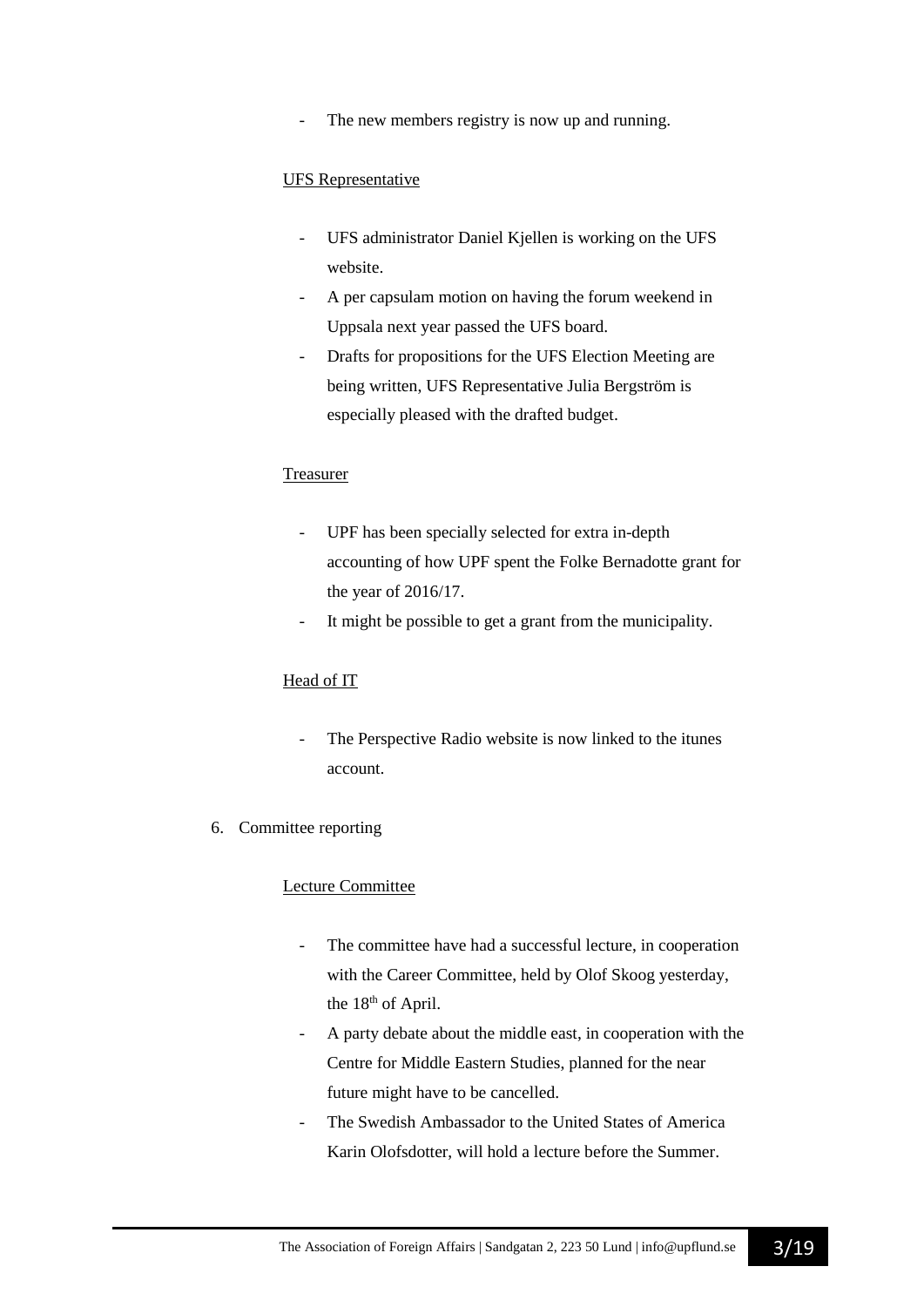- The new members registry is now up and running.

UFS Representative

- UFS administrator Daniel Kjellen is working on the UFS website.
- A per capsulam motion on having the forum weekend in Uppsala next year passed the UFS board.
- Drafts for propositions for the UFS Election Meeting are being written, UFS Representative Julia Bergström is especially pleased with the drafted budget.

Treasurer

- UPF has been specially selected for extra in-depth accounting of how UPF spent the Folke Bernadotte grant for the year of 2016/17.
- It might be possible to get a grant from the municipality.

Head of IT

- The Perspective Radio website is now linked to the itunes account.

6. Committee reporting

Lecture Committee

- The committee have had a successful lecture, in cooperation with the Career Committee, held by Olof Skoog yesterday, the 18th of April.
- A party debate about the middle east, in cooperation with the Centre for Middle Eastern Studies, planned for the near future might have to be cancelled.
- The Swedish Ambassador to the United States of America Karin Olofsdotter, will hold a lecture before the Summer.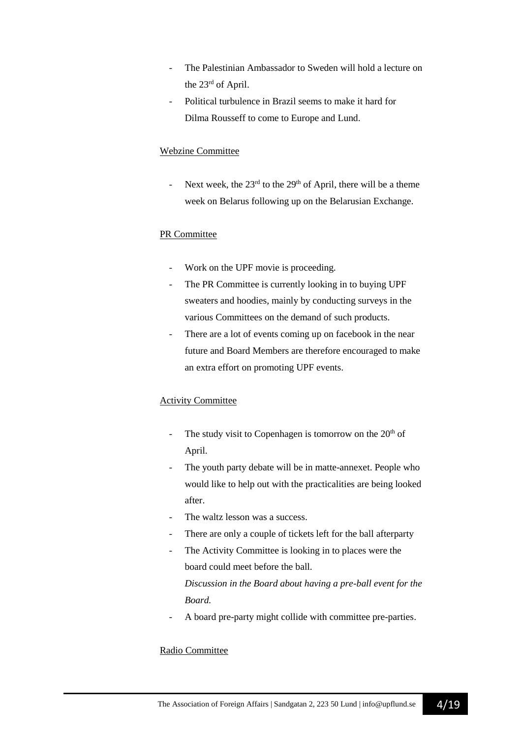- The Palestinian Ambassador to Sweden will hold a lecture on the 23rd of April.
- Political turbulence in Brazil seems to make it hard for Dilma Rousseff to come to Europe and Lund.

Webzine Committee

- Next week, the 23rd to the 29th of April, there will be a theme week on Belarus following up on the Belarusian Exchange.

PR Committee

- Work on the UPF movie is proceeding.
- The PR Committee is currently looking in to buying UPF sweaters and hoodies, mainly by conducting surveys in the various Committees on the demand of such products.
- There are a lot of events coming up on facebook in the near future and Board Members are therefore encouraged to make an extra effort on promoting UPF events.

Activity Committee

- The study visit to Copenhagen is tomorrow on the 20th of April.
- The youth party debate will be in matte-annexet. People who would like to help out with the practicalities are being looked after.
- The waltz lesson was a success.
- There are only a couple of tickets left for the ball afterparty
- The Activity Committee is looking in to places were the board could meet before the ball.

  *Discussion in the Board about having a pre-ball event for the Board.*
- A board pre-party might collide with committee pre-parties.

Radio Committee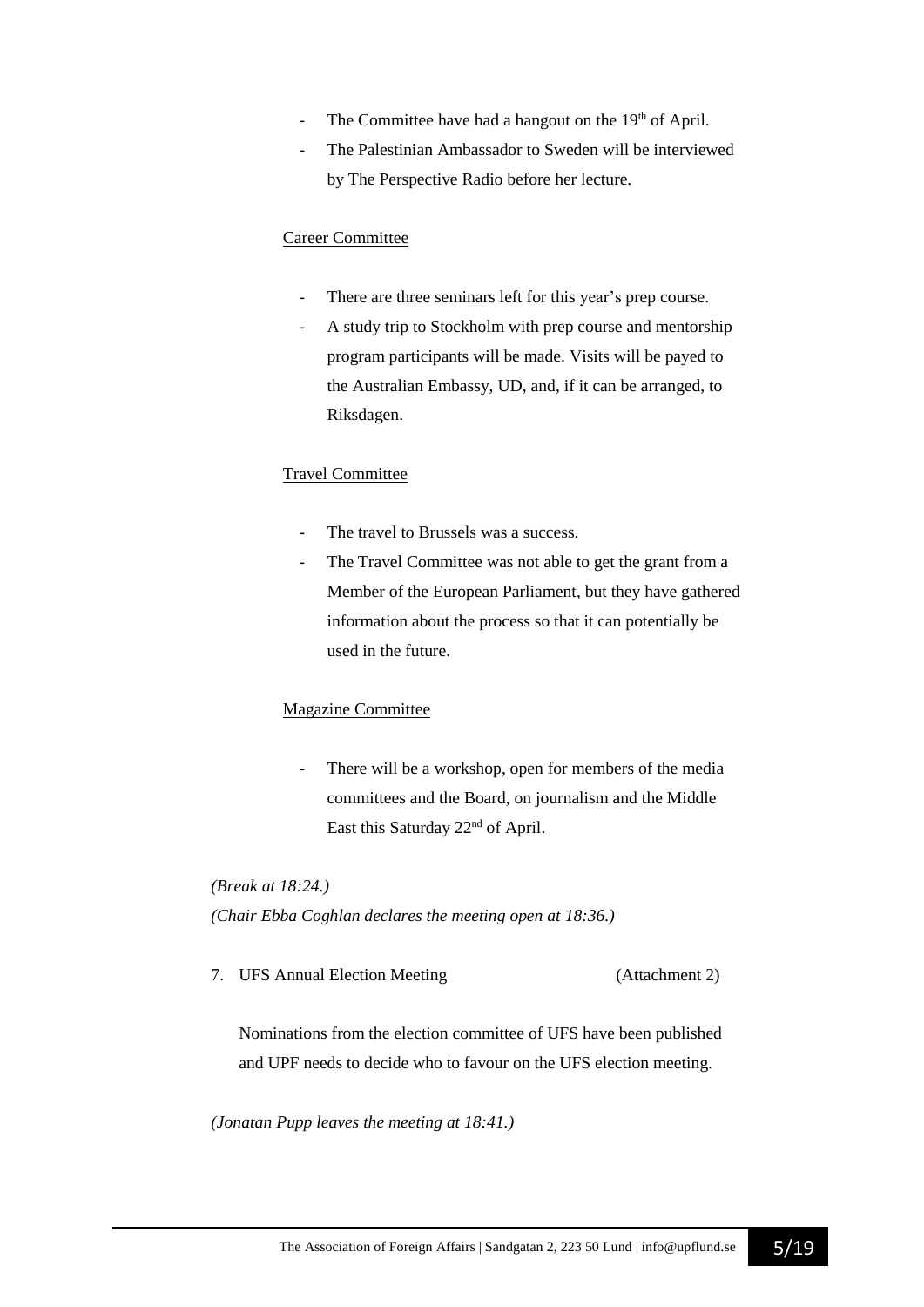- The Committee have had a hangout on the 19th of April.
- The Palestinian Ambassador to Sweden will be interviewed by The Perspective Radio before her lecture.

Career Committee

- There are three seminars left for this year's prep course.
- A study trip to Stockholm with prep course and mentorship program participants will be made. Visits will be payed to the Australian Embassy, UD, and, if it can be arranged, to Riksdagen.

Travel Committee

- The travel to Brussels was a success.
- The Travel Committee was not able to get the grant from a Member of the European Parliament, but they have gathered information about the process so that it can potentially be used in the future.

Magazine Committee

- There will be a workshop, open for members of the media committees and the Board, on journalism and the Middle East this Saturday 22nd of April.

*(Break at 18:24.)*
*(Chair Ebba Coghlan declares the meeting open at 18:36.)*

7. UFS Annual Election Meeting (Attachment 2)

Nominations from the election committee of UFS have been published and UPF needs to decide who to favour on the UFS election meeting.

*(Jonatan Pupp leaves the meeting at 18:41.)*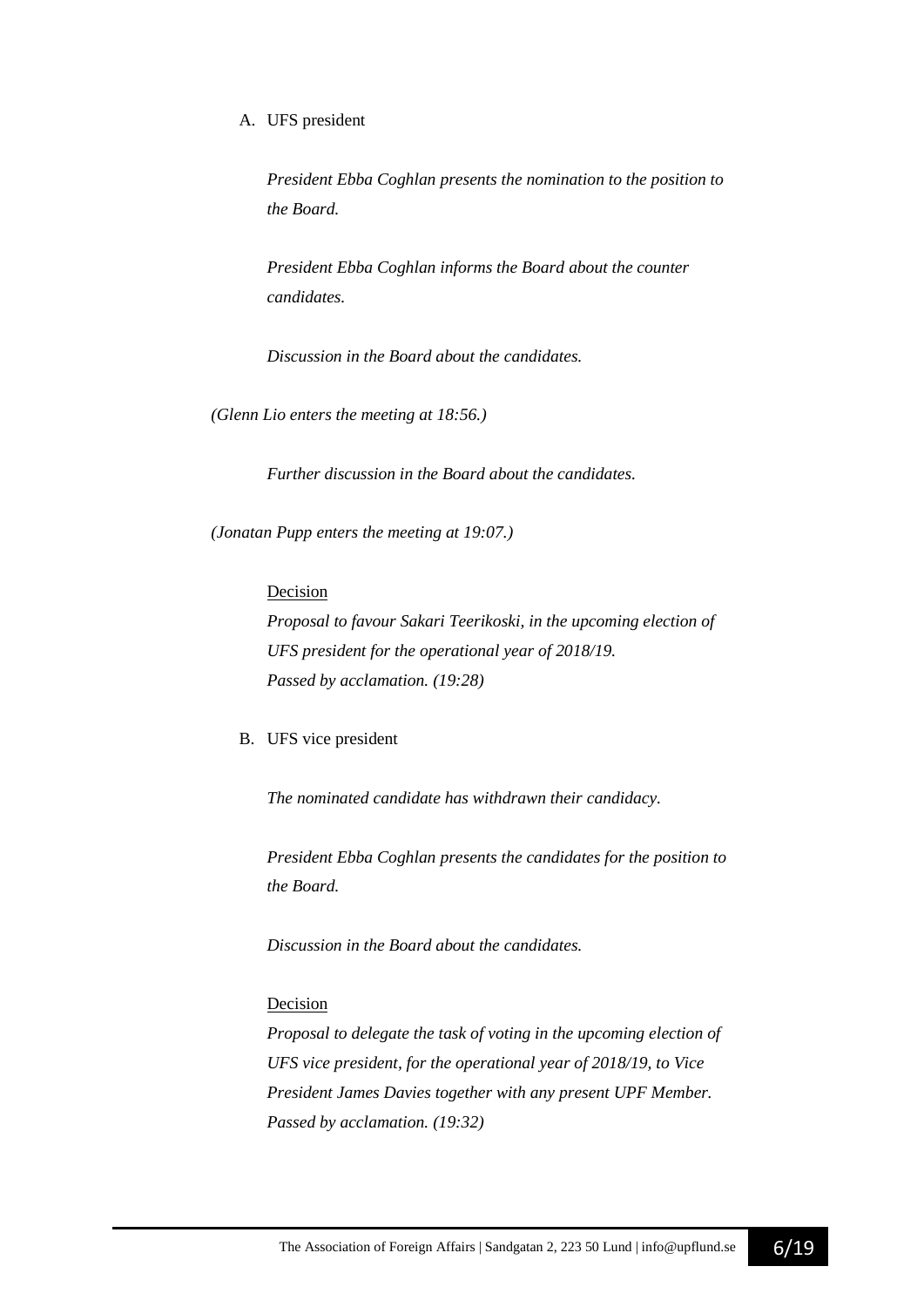A. UFS president

*President Ebba Coghlan presents the nomination to the position to the Board.*

*President Ebba Coghlan informs the Board about the counter candidates.*

*Discussion in the Board about the candidates.*

*(Glenn Lio enters the meeting at 18:56.)*

*Further discussion in the Board about the candidates.*

*(Jonatan Pupp enters the meeting at 19:07.)*

<u>Decision</u>
*Proposal to favour Sakari Teerikoski, in the upcoming election of UFS president for the operational year of 2018/19.*
*Passed by acclamation. (19:28)*

B. UFS vice president

*The nominated candidate has withdrawn their candidacy.*

*President Ebba Coghlan presents the candidates for the position to the Board.*

*Discussion in the Board about the candidates.*

<u>Decision</u>
*Proposal to delegate the task of voting in the upcoming election of UFS vice president, for the operational year of 2018/19, to Vice President James Davies together with any present UPF Member.*
*Passed by acclamation. (19:32)*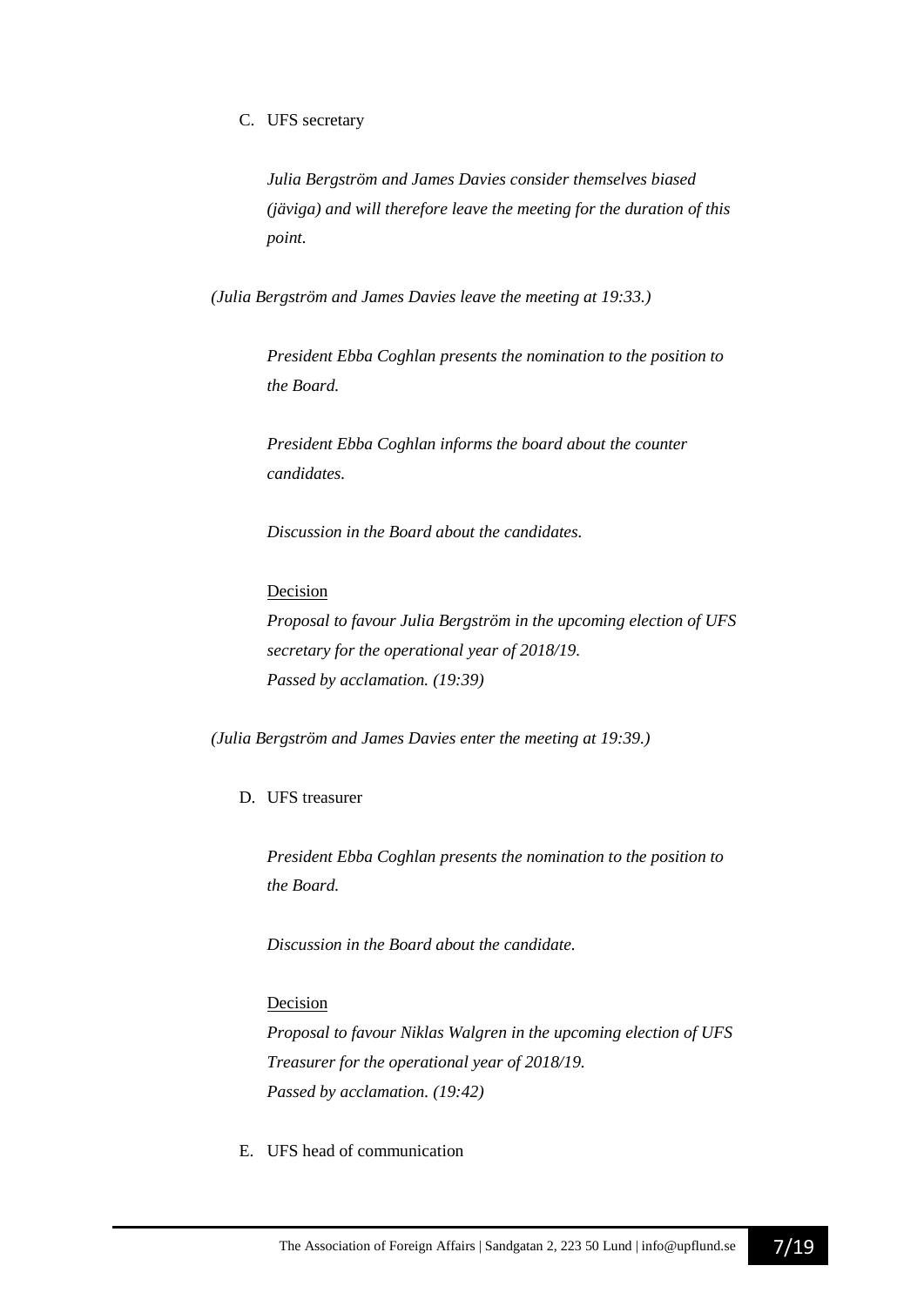C. UFS secretary

*Julia Bergström and James Davies consider themselves biased (jäviga) and will therefore leave the meeting for the duration of this point.*

*(Julia Bergström and James Davies leave the meeting at 19:33.)*

*President Ebba Coghlan presents the nomination to the position to the Board.*

*President Ebba Coghlan informs the board about the counter candidates.*

*Discussion in the Board about the candidates.*

Decision

*Proposal to favour Julia Bergström in the upcoming election of UFS secretary for the operational year of 2018/19.*
*Passed by acclamation. (19:39)*

*(Julia Bergström and James Davies enter the meeting at 19:39.)*

D. UFS treasurer

*President Ebba Coghlan presents the nomination to the position to the Board.*

*Discussion in the Board about the candidate.*

Decision

*Proposal to favour Niklas Walgren in the upcoming election of UFS Treasurer for the operational year of 2018/19.*
*Passed by acclamation. (19:42)*

E. UFS head of communication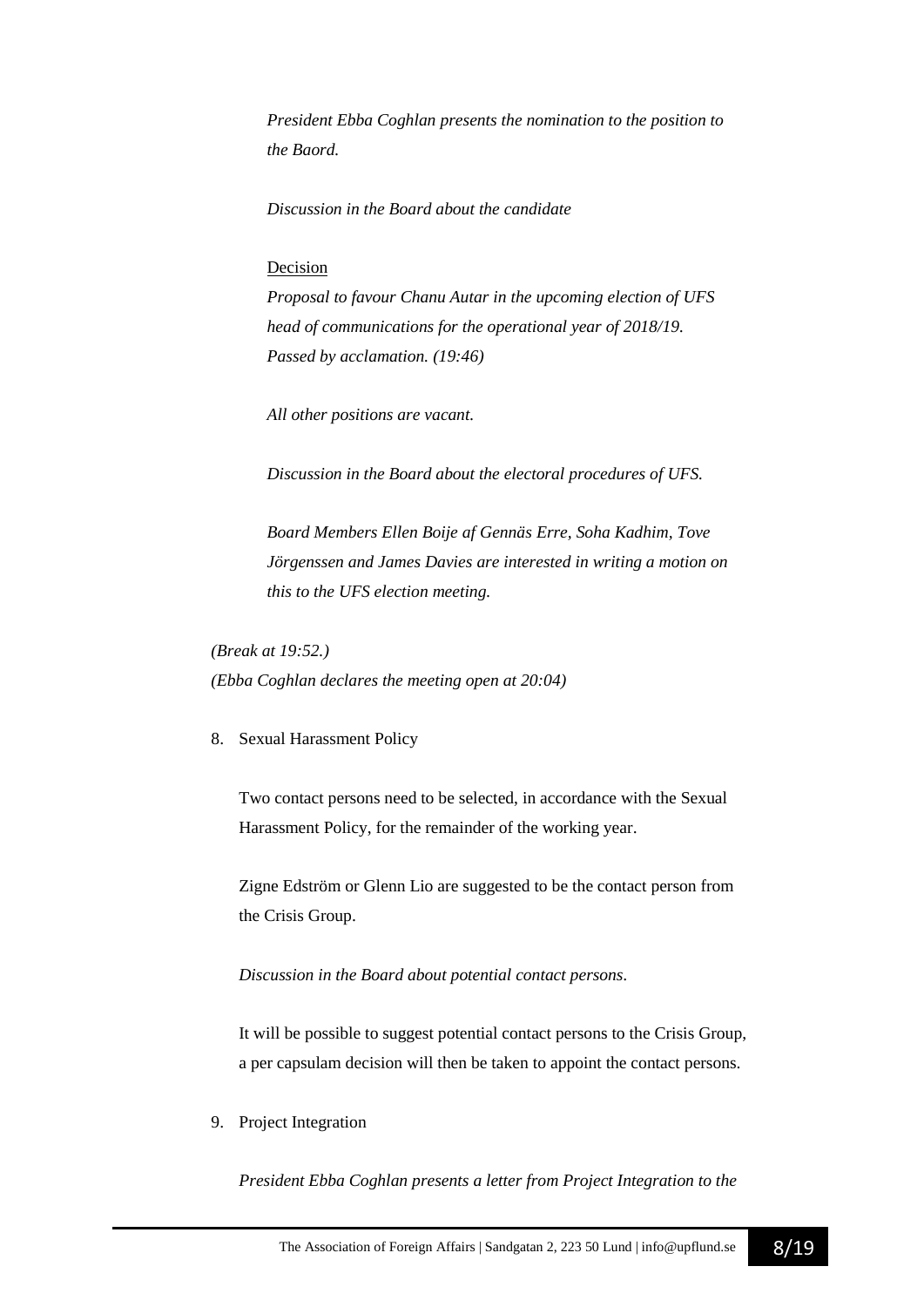*President Ebba Coghlan presents the nomination to the position to the Baord.*

*Discussion in the Board about the candidate*

Decision

*Proposal to favour Chanu Autar in the upcoming election of UFS head of communications for the operational year of 2018/19. Passed by acclamation. (19:46)*

*All other positions are vacant.*

*Discussion in the Board about the electoral procedures of UFS.*

*Board Members Ellen Boije af Gennäs Erre, Soha Kadhim, Tove Jörgenssen and James Davies are interested in writing a motion on this to the UFS election meeting.*

*(Break at 19:52.)*
*(Ebba Coghlan declares the meeting open at 20:04)*

8. Sexual Harassment Policy

   Two contact persons need to be selected, in accordance with the Sexual Harassment Policy, for the remainder of the working year.

   Zigne Edström or Glenn Lio are suggested to be the contact person from the Crisis Group.

   *Discussion in the Board about potential contact persons.*

   It will be possible to suggest potential contact persons to the Crisis Group, a per capsulam decision will then be taken to appoint the contact persons.

9. Project Integration

   *President Ebba Coghlan presents a letter from Project Integration to the*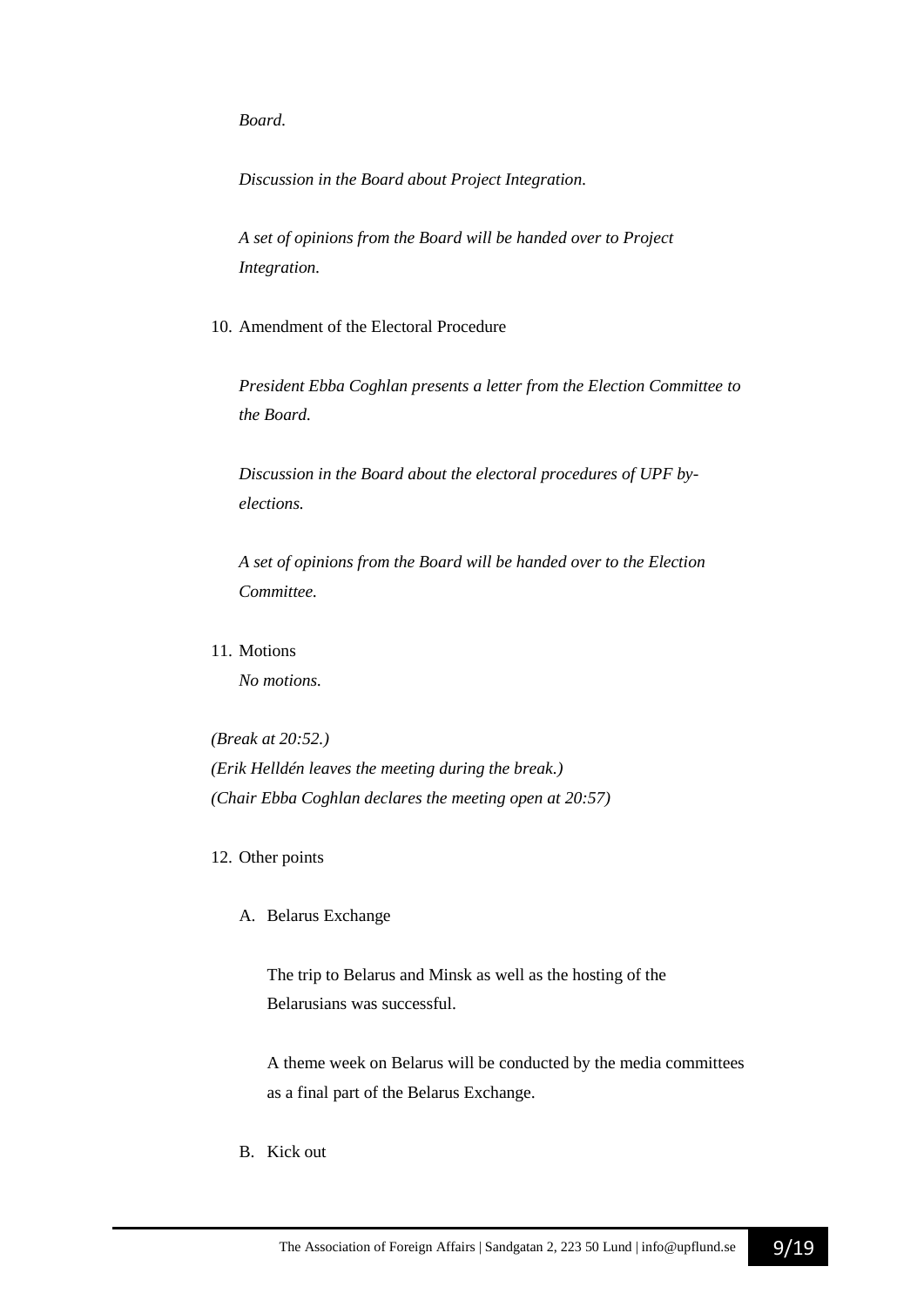*Board.*

*Discussion in the Board about Project Integration.*

*A set of opinions from the Board will be handed over to Project Integration.*

10. Amendment of the Electoral Procedure

    *President Ebba Coghlan presents a letter from the Election Committee to the Board.*

    *Discussion in the Board about the electoral procedures of UPF by-elections.*

    *A set of opinions from the Board will be handed over to the Election Committee.*

11. Motions

    *No motions.*

*(Break at 20:52.)*
*(Erik Helldén leaves the meeting during the break.)*
*(Chair Ebba Coghlan declares the meeting open at 20:57)*

12. Other points

    A. Belarus Exchange

       The trip to Belarus and Minsk as well as the hosting of the Belarusians was successful.

       A theme week on Belarus will be conducted by the media committees as a final part of the Belarus Exchange.

    B. Kick out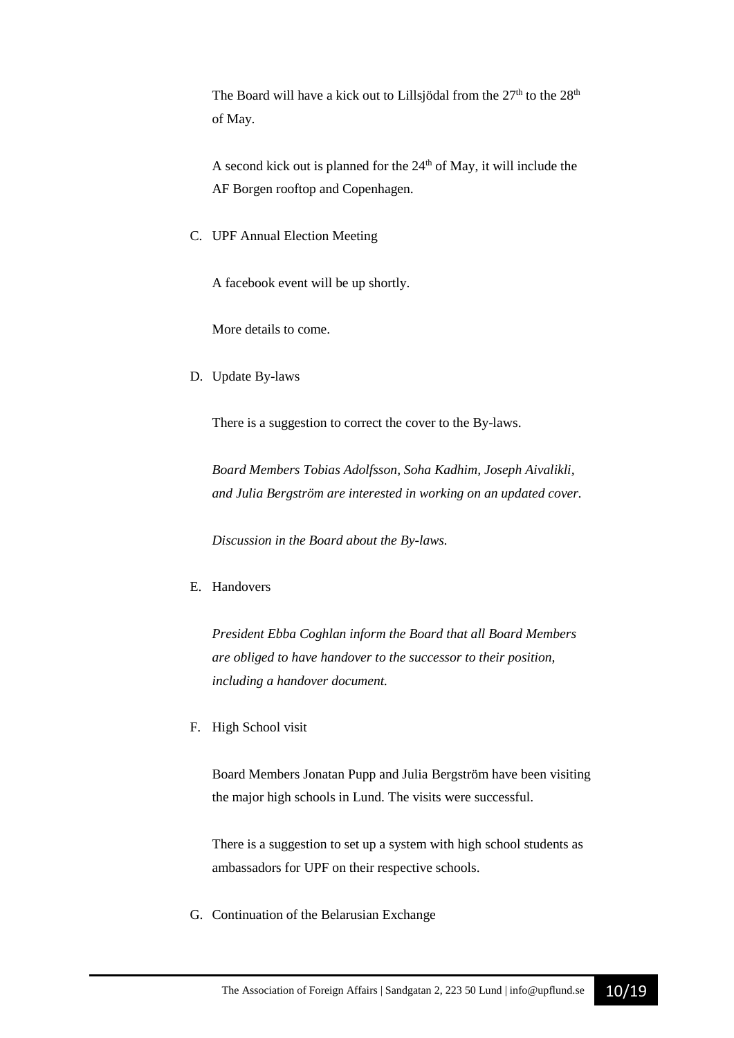The Board will have a kick out to Lillsjödal from the 27th to the 28th of May.

A second kick out is planned for the 24th of May, it will include the AF Borgen rooftop and Copenhagen.

C. UPF Annual Election Meeting

A facebook event will be up shortly.

More details to come.

D. Update By-laws

There is a suggestion to correct the cover to the By-laws.

*Board Members Tobias Adolfsson, Soha Kadhim, Joseph Aivalikli, and Julia Bergström are interested in working on an updated cover.*

*Discussion in the Board about the By-laws.*

E. Handovers

*President Ebba Coghlan inform the Board that all Board Members are obliged to have handover to the successor to their position, including a handover document.*

F. High School visit

Board Members Jonatan Pupp and Julia Bergström have been visiting the major high schools in Lund. The visits were successful.

There is a suggestion to set up a system with high school students as ambassadors for UPF on their respective schools.

G. Continuation of the Belarusian Exchange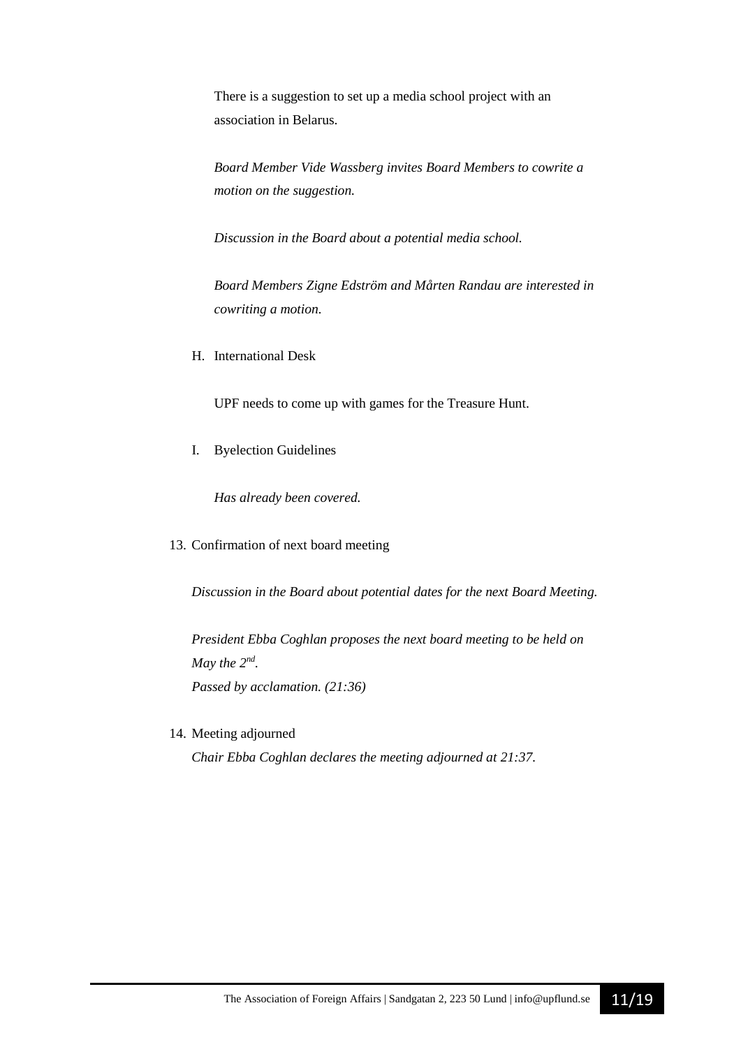There is a suggestion to set up a media school project with an association in Belarus.

*Board Member Vide Wassberg invites Board Members to cowrite a motion on the suggestion.*

*Discussion in the Board about a potential media school.*

*Board Members Zigne Edström and Mårten Randau are interested in cowriting a motion.*

H. International Desk

UPF needs to come up with games for the Treasure Hunt.

I. Byelection Guidelines

*Has already been covered.*

13. Confirmation of next board meeting

*Discussion in the Board about potential dates for the next Board Meeting.*

*President Ebba Coghlan proposes the next board meeting to be held on May the 2nd.*
*Passed by acclamation. (21:36)*

14. Meeting adjourned
*Chair Ebba Coghlan declares the meeting adjourned at 21:37.*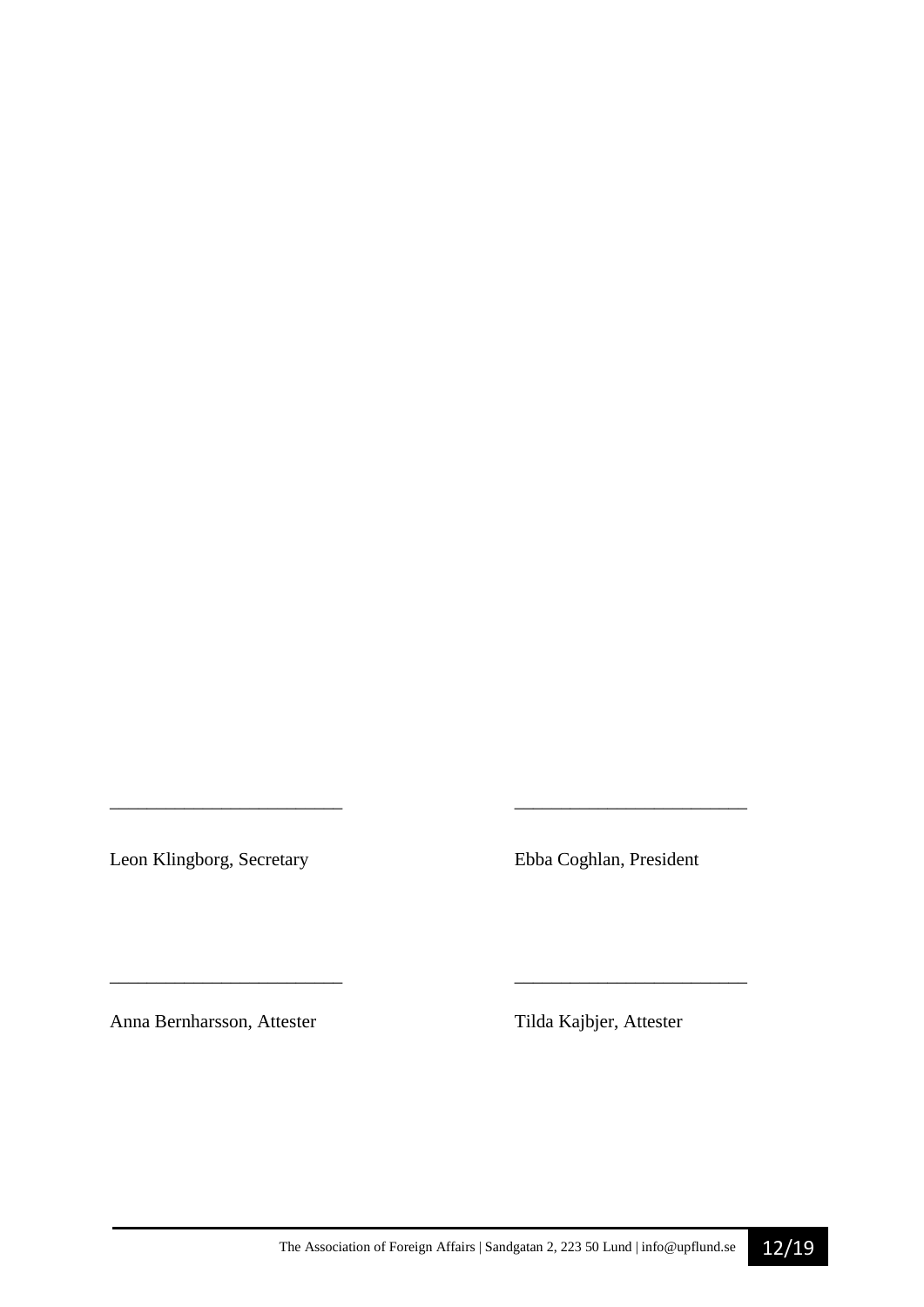\_\_\_\_\_\_\_\_\_\_\_\_\_\_\_\_\_\_\_\_\_\_\_\_\_

Leon Klingborg, Secretary

\_\_\_\_\_\_\_\_\_\_\_\_\_\_\_\_\_\_\_\_\_\_\_\_\_

Ebba Coghlan, President

\_\_\_\_\_\_\_\_\_\_\_\_\_\_\_\_\_\_\_\_\_\_\_\_\_

Anna Bernharsson, Attester

\_\_\_\_\_\_\_\_\_\_\_\_\_\_\_\_\_\_\_\_\_\_\_\_\_

Tilda Kajbjer, Attester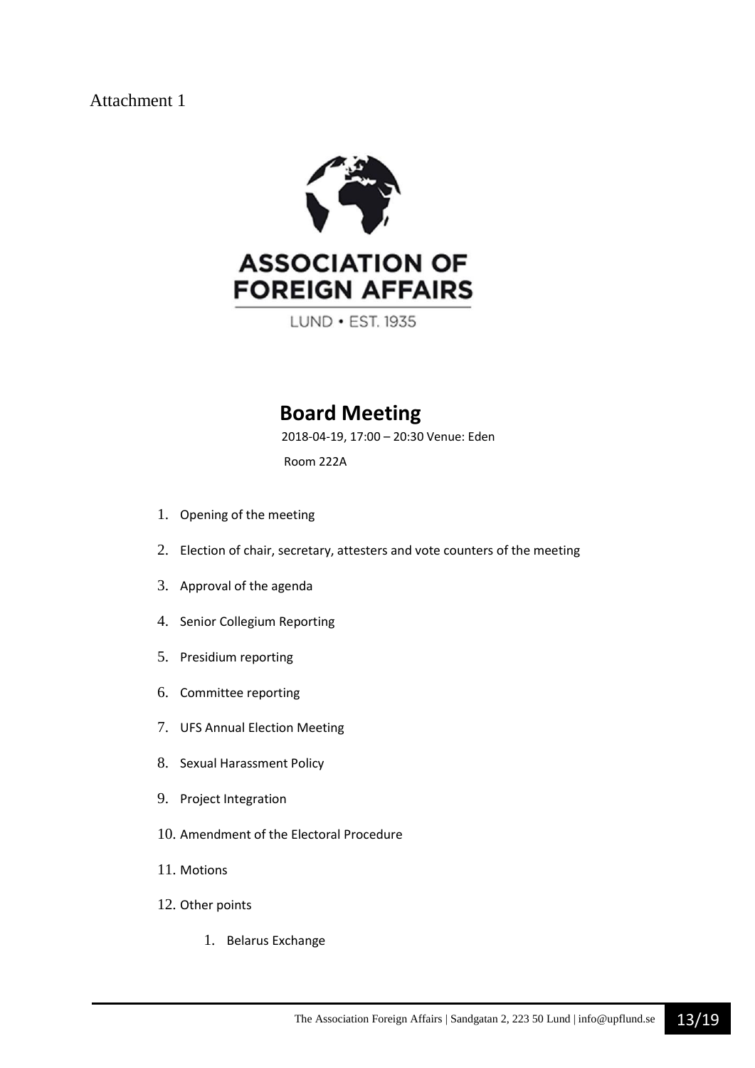Attachment 1

ASSOCIATION OF FOREIGN AFFAIRS

LUND • EST. 1935

# Board Meeting

2018-04-19, 17:00 – 20:30 Venue: Eden

Room 222A

1. Opening of the meeting
2. Election of chair, secretary, attesters and vote counters of the meeting
3. Approval of the agenda
4. Senior Collegium Reporting
5. Presidium reporting
6. Committee reporting
7. UFS Annual Election Meeting
8. Sexual Harassment Policy
9. Project Integration
10. Amendment of the Electoral Procedure
11. Motions
12. Other points
    1. Belarus Exchange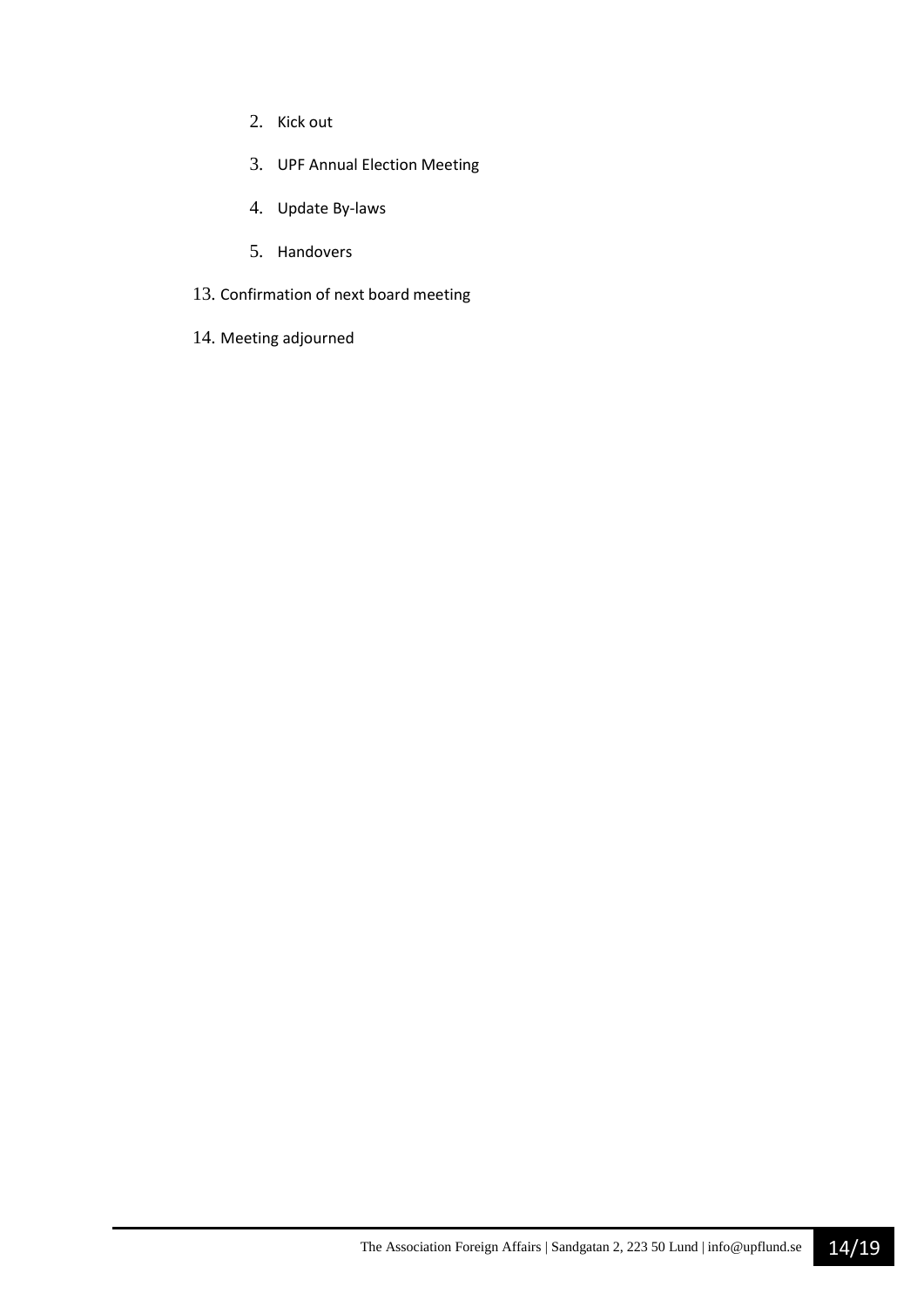2. Kick out
   3. UPF Annual Election Meeting
   4. Update By-laws
   5. Handovers

13. Confirmation of next board meeting
14. Meeting adjourned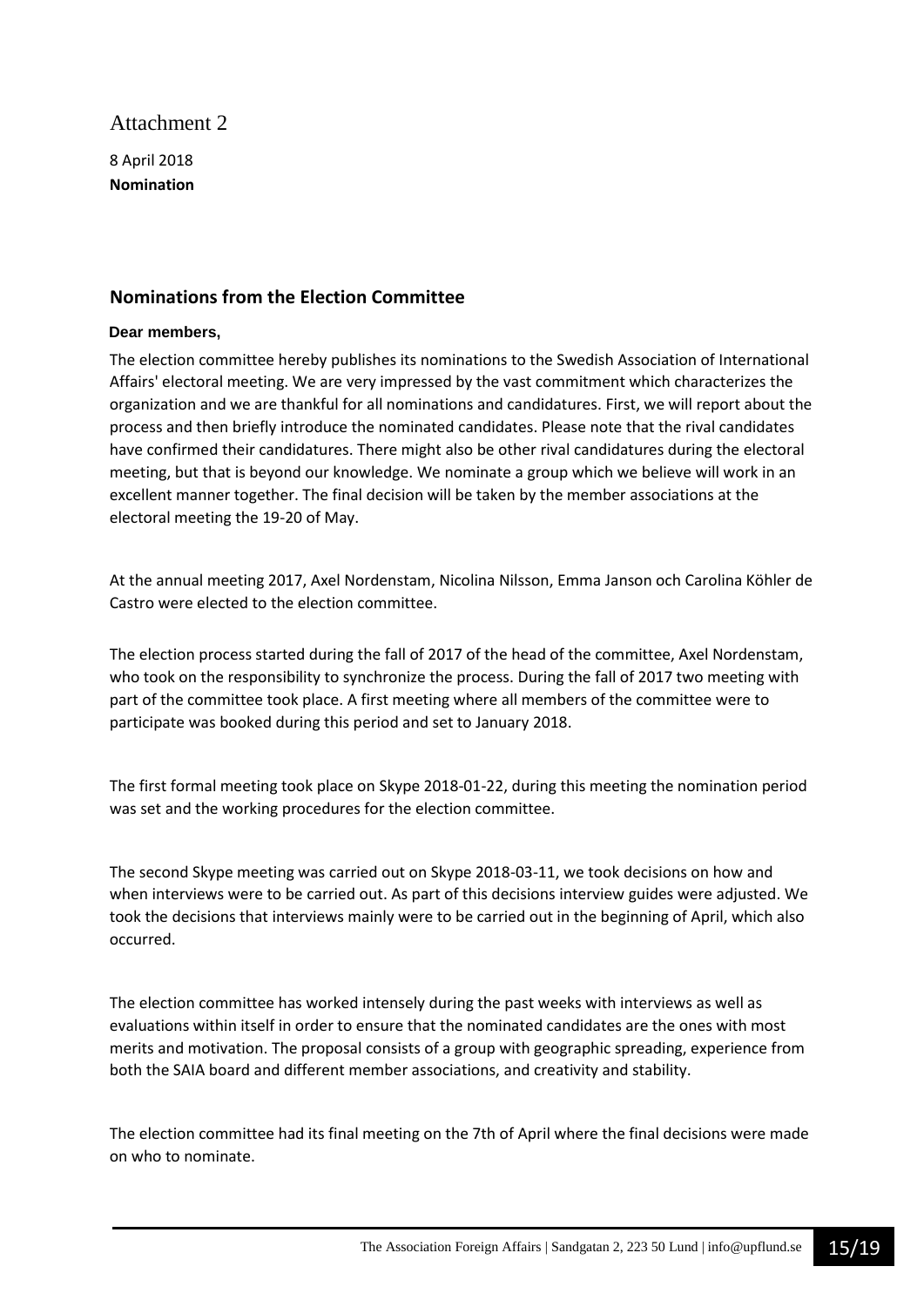Attachment 2

8 April 2018
**Nomination**

## Nominations from the Election Committee

**Dear members,**

The election committee hereby publishes its nominations to the Swedish Association of International Affairs' electoral meeting. We are very impressed by the vast commitment which characterizes the organization and we are thankful for all nominations and candidatures. First, we will report about the process and then briefly introduce the nominated candidates. Please note that the rival candidates have confirmed their candidatures. There might also be other rival candidatures during the electoral meeting, but that is beyond our knowledge. We nominate a group which we believe will work in an excellent manner together. The final decision will be taken by the member associations at the electoral meeting the 19-20 of May.

At the annual meeting 2017, Axel Nordenstam, Nicolina Nilsson, Emma Janson och Carolina Köhler de Castro were elected to the election committee.

The election process started during the fall of 2017 of the head of the committee, Axel Nordenstam, who took on the responsibility to synchronize the process. During the fall of 2017 two meeting with part of the committee took place. A first meeting where all members of the committee were to participate was booked during this period and set to January 2018.

The first formal meeting took place on Skype 2018-01-22, during this meeting the nomination period was set and the working procedures for the election committee.

The second Skype meeting was carried out on Skype 2018-03-11, we took decisions on how and when interviews were to be carried out. As part of this decisions interview guides were adjusted. We took the decisions that interviews mainly were to be carried out in the beginning of April, which also occurred.

The election committee has worked intensely during the past weeks with interviews as well as evaluations within itself in order to ensure that the nominated candidates are the ones with most merits and motivation. The proposal consists of a group with geographic spreading, experience from both the SAIA board and different member associations, and creativity and stability.

The election committee had its final meeting on the 7th of April where the final decisions were made on who to nominate.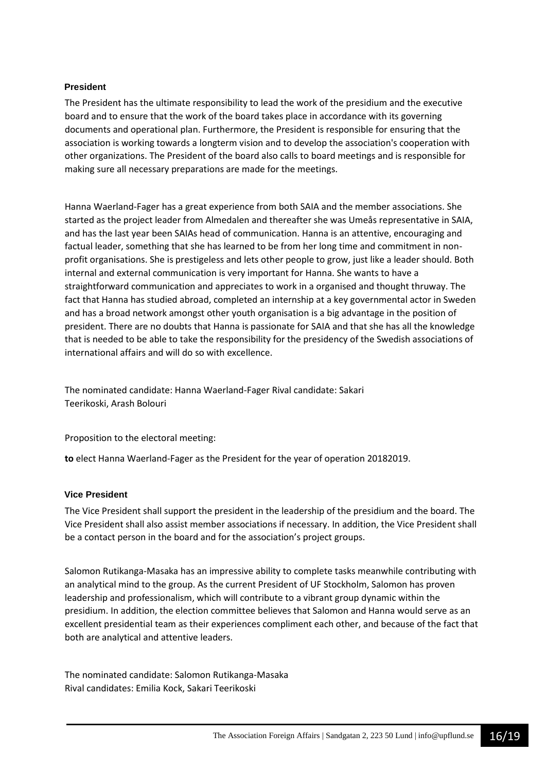### President

The President has the ultimate responsibility to lead the work of the presidium and the executive board and to ensure that the work of the board takes place in accordance with its governing documents and operational plan. Furthermore, the President is responsible for ensuring that the association is working towards a longterm vision and to develop the association's cooperation with other organizations. The President of the board also calls to board meetings and is responsible for making sure all necessary preparations are made for the meetings.

Hanna Waerland-Fager has a great experience from both SAIA and the member associations. She started as the project leader from Almedalen and thereafter she was Umeås representative in SAIA, and has the last year been SAIAs head of communication. Hanna is an attentive, encouraging and factual leader, something that she has learned to be from her long time and commitment in nonprofit organisations. She is prestigeless and lets other people to grow, just like a leader should. Both internal and external communication is very important for Hanna. She wants to have a straightforward communication and appreciates to work in a organised and thought thruway. The fact that Hanna has studied abroad, completed an internship at a key governmental actor in Sweden and has a broad network amongst other youth organisation is a big advantage in the position of president. There are no doubts that Hanna is passionate for SAIA and that she has all the knowledge that is needed to be able to take the responsibility for the presidency of the Swedish associations of international affairs and will do so with excellence.

The nominated candidate: Hanna Waerland-Fager Rival candidate: Sakari Teerikoski, Arash Bolouri

Proposition to the electoral meeting:

**to** elect Hanna Waerland-Fager as the President for the year of operation 20182019.

### Vice President

The Vice President shall support the president in the leadership of the presidium and the board. The Vice President shall also assist member associations if necessary. In addition, the Vice President shall be a contact person in the board and for the association's project groups.

Salomon Rutikanga-Masaka has an impressive ability to complete tasks meanwhile contributing with an analytical mind to the group. As the current President of UF Stockholm, Salomon has proven leadership and professionalism, which will contribute to a vibrant group dynamic within the presidium. In addition, the election committee believes that Salomon and Hanna would serve as an excellent presidential team as their experiences compliment each other, and because of the fact that both are analytical and attentive leaders.

The nominated candidate: Salomon Rutikanga-Masaka
Rival candidates: Emilia Kock, Sakari Teerikoski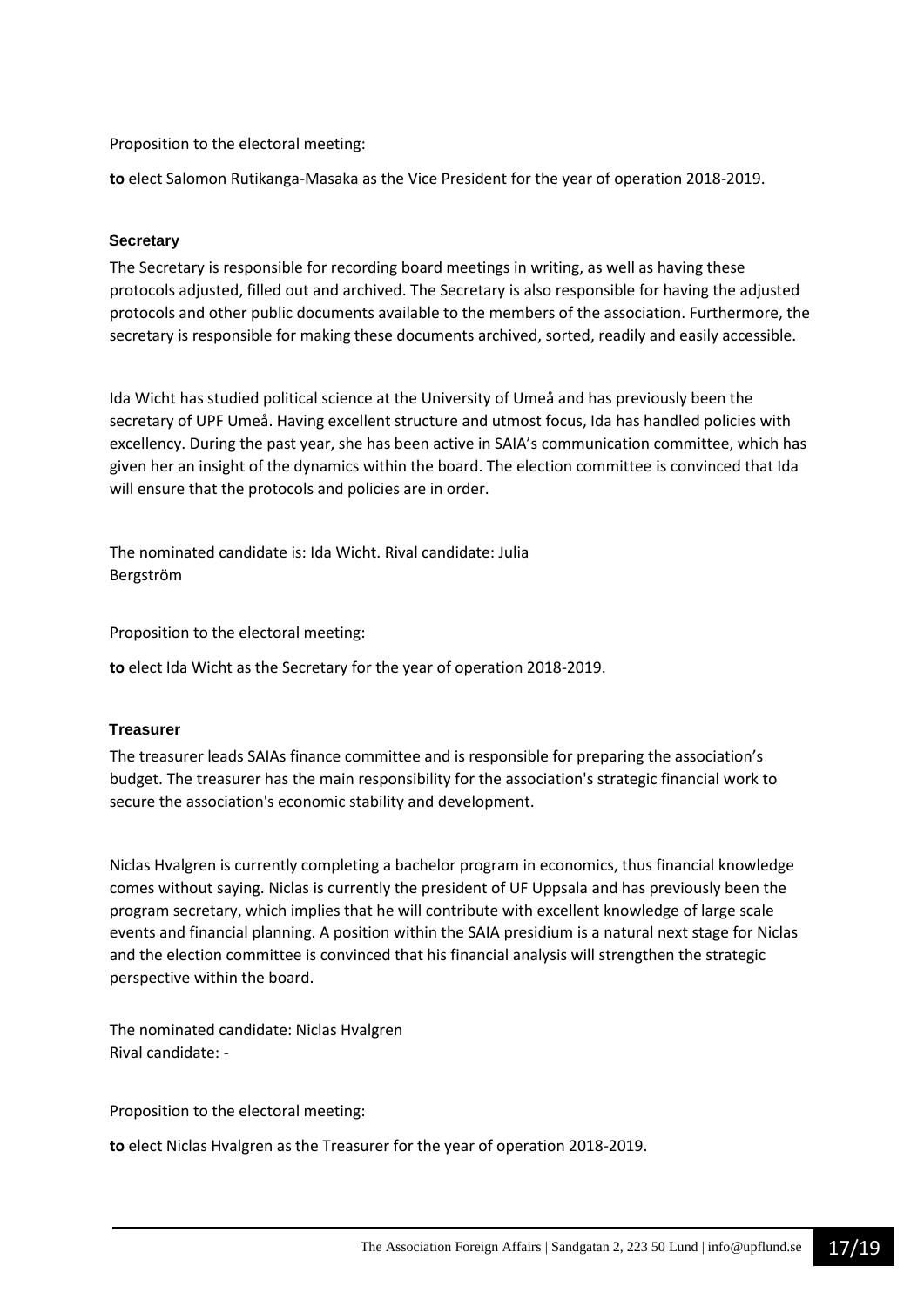Proposition to the electoral meeting:

**to** elect Salomon Rutikanga-Masaka as the Vice President for the year of operation 2018-2019.

### Secretary

The Secretary is responsible for recording board meetings in writing, as well as having these protocols adjusted, filled out and archived. The Secretary is also responsible for having the adjusted protocols and other public documents available to the members of the association. Furthermore, the secretary is responsible for making these documents archived, sorted, readily and easily accessible.

Ida Wicht has studied political science at the University of Umeå and has previously been the secretary of UPF Umeå. Having excellent structure and utmost focus, Ida has handled policies with excellency. During the past year, she has been active in SAIA's communication committee, which has given her an insight of the dynamics within the board. The election committee is convinced that Ida will ensure that the protocols and policies are in order.

The nominated candidate is: Ida Wicht. Rival candidate: Julia Bergström

Proposition to the electoral meeting:

**to** elect Ida Wicht as the Secretary for the year of operation 2018-2019.

### Treasurer

The treasurer leads SAIAs finance committee and is responsible for preparing the association's budget. The treasurer has the main responsibility for the association's strategic financial work to secure the association's economic stability and development.

Niclas Hvalgren is currently completing a bachelor program in economics, thus financial knowledge comes without saying. Niclas is currently the president of UF Uppsala and has previously been the program secretary, which implies that he will contribute with excellent knowledge of large scale events and financial planning. A position within the SAIA presidium is a natural next stage for Niclas and the election committee is convinced that his financial analysis will strengthen the strategic perspective within the board.

The nominated candidate: Niclas Hvalgren
Rival candidate: -

Proposition to the electoral meeting:

**to** elect Niclas Hvalgren as the Treasurer for the year of operation 2018-2019.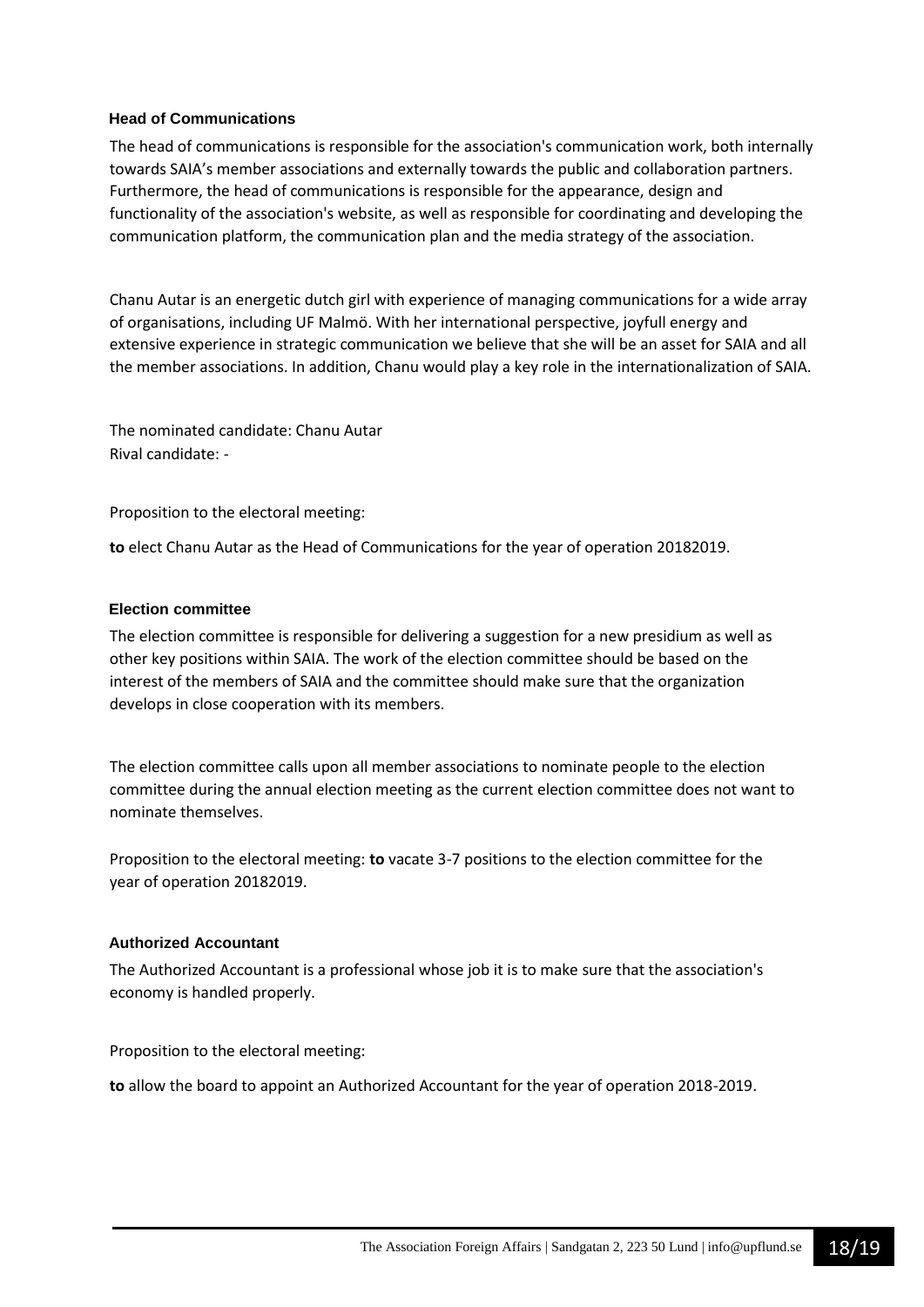### Head of Communications

The head of communications is responsible for the association's communication work, both internally towards SAIA's member associations and externally towards the public and collaboration partners. Furthermore, the head of communications is responsible for the appearance, design and functionality of the association's website, as well as responsible for coordinating and developing the communication platform, the communication plan and the media strategy of the association.

Chanu Autar is an energetic dutch girl with experience of managing communications for a wide array of organisations, including UF Malmö. With her international perspective, joyfull energy and extensive experience in strategic communication we believe that she will be an asset for SAIA and all the member associations. In addition, Chanu would play a key role in the internationalization of SAIA.

The nominated candidate: Chanu Autar
Rival candidate: -

Proposition to the electoral meeting:

**to** elect Chanu Autar as the Head of Communications for the year of operation 20182019.

### Election committee

The election committee is responsible for delivering a suggestion for a new presidium as well as other key positions within SAIA. The work of the election committee should be based on the interest of the members of SAIA and the committee should make sure that the organization develops in close cooperation with its members.

The election committee calls upon all member associations to nominate people to the election committee during the annual election meeting as the current election committee does not want to nominate themselves.

Proposition to the electoral meeting: **to** vacate 3-7 positions to the election committee for the year of operation 20182019.

### Authorized Accountant

The Authorized Accountant is a professional whose job it is to make sure that the association's economy is handled properly.

Proposition to the electoral meeting:

**to** allow the board to appoint an Authorized Accountant for the year of operation 2018-2019.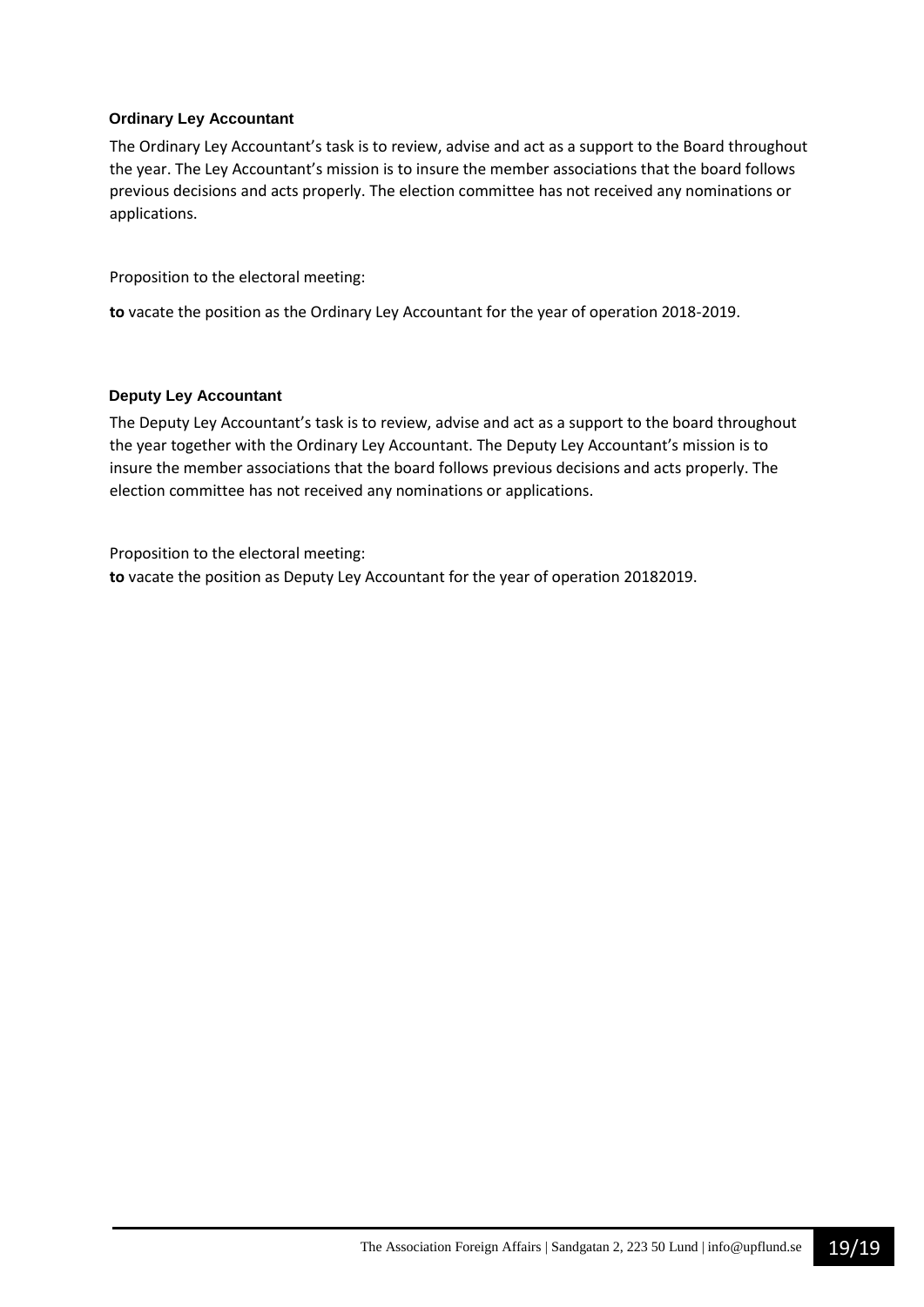### Ordinary Ley Accountant

The Ordinary Ley Accountant's task is to review, advise and act as a support to the Board throughout the year. The Ley Accountant's mission is to insure the member associations that the board follows previous decisions and acts properly. The election committee has not received any nominations or applications.

Proposition to the electoral meeting:

**to** vacate the position as the Ordinary Ley Accountant for the year of operation 2018-2019.

### Deputy Ley Accountant

The Deputy Ley Accountant's task is to review, advise and act as a support to the board throughout the year together with the Ordinary Ley Accountant. The Deputy Ley Accountant's mission is to insure the member associations that the board follows previous decisions and acts properly. The election committee has not received any nominations or applications.

Proposition to the electoral meeting:
**to** vacate the position as Deputy Ley Accountant for the year of operation 20182019.